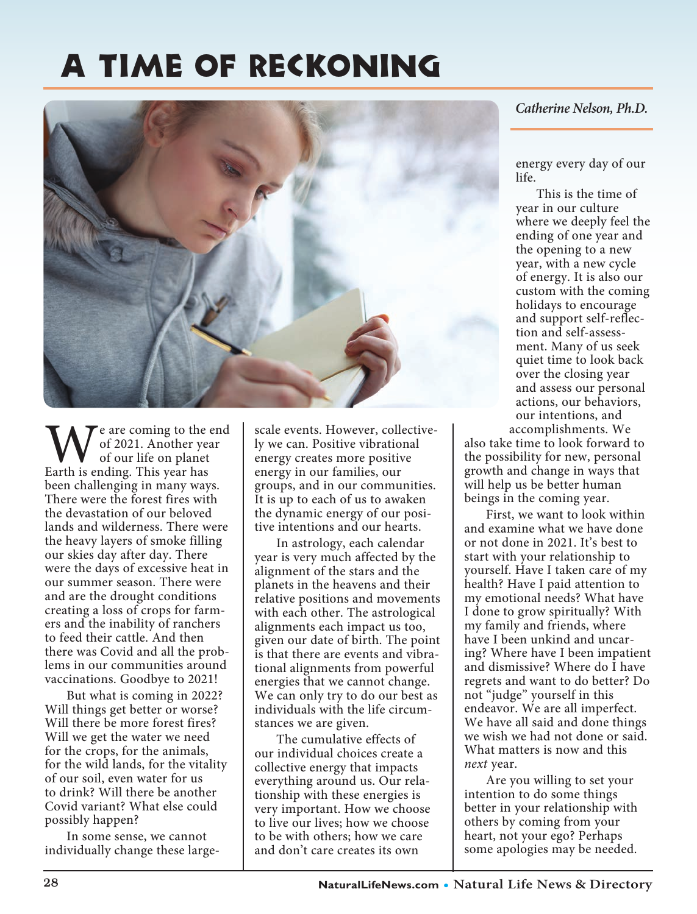# A TIME OF RECKONING

*Catherine Nelson, Ph.D.*

We are coming to the end of 2021. Another year of our life on planet Earth is ending. This year has been challenging in many ways. There were the forest fires with the devastation of our beloved lands and wilderness. There were the heavy layers of smoke filling our skies day after day. There were the days of excessive heat in our summer season. There were and are the drought conditions creating a loss of crops for farmers and the inability of ranchers to feed their cattle. And then there was Covid and all the problems in our communities around vaccinations. Goodbye to 2021!

But what is coming in 2022? Will things get better or worse? Will there be more forest fires? Will we get the water we need for the crops, for the animals, for the wild lands, for the vitality of our soil, even water for us to drink? Will there be another Covid variant? What else could possibly happen?

In some sense, we cannot individually change these large-scale events. However, collectively we can. Positive vibrational energy creates more positive energy in our families, our groups, and in our communities. It is up to each of us to awaken the dynamic energy of our positive intentions and our hearts.

In astrology, each calendar year is very much affected by the alignment of the stars and the planets in the heavens and their relative positions and movements with each other. The astrological alignments each impact us too, given our date of birth. The point is that there are events and vibrational alignments from powerful energies that we cannot change. We can only try to do our best as individuals with the life circumstances we are given.

The cumulative effects of our individual choices create a collective energy that impacts everything around us. Our relationship with these energies is very important. How we choose to live our lives; how we choose to be with others; how we care and don't care creates its own energy every day of our life.

This is the time of year in our culture where we deeply feel the ending of one year and the opening to a new year, with a new cycle of energy. It is also our custom with the coming holidays to encourage and support self-reflection and self-assessment. Many of us seek quiet time to look back over the closing year and assess our personal actions, our behaviors, our intentions, and accomplishments. We also take time to look forward to the possibility for new, personal growth and change in ways that will help us be better human beings in the coming year.

First, we want to look within and examine what we have done or not done in 2021. It's best to start with your relationship to yourself. Have I taken care of my health? Have I paid attention to my emotional needs? What have I done to grow spiritually? With my family and friends, where have I been unkind and uncaring? Where have I been impatient and dismissive? Where do I have regrets and want to do better? Do not "judge" yourself in this endeavor. We are all imperfect. We have all said and done things we wish we had not done or said. What matters is now and this *next* year.

Are you willing to set your intention to do some things better in your relationship with others by coming from your heart, not your ego? Perhaps some apologies may be needed.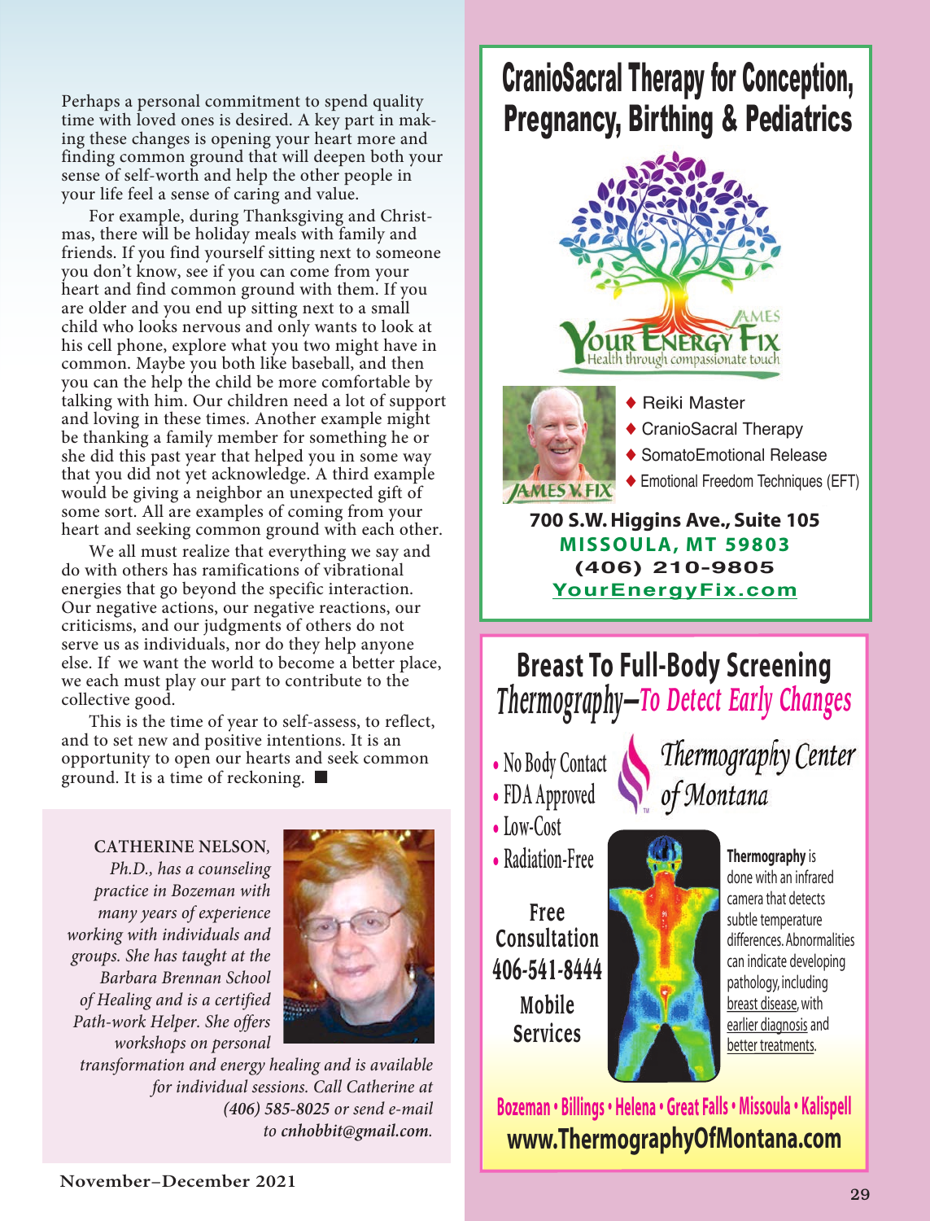Perhaps a personal commitment to spend quality time with loved ones is desired. A key part in making these changes is opening your heart more and finding common ground that will deepen both your sense of self-worth and help the other people in your life feel a sense of caring and value.

For example, during Thanksgiving and Christmas, there will be holiday meals with family and friends. If you find yourself sitting next to someone you don't know, see if you can come from your heart and find common ground with them. If you are older and you end up sitting next to a small child who looks nervous and only wants to look at his cell phone, explore what you two might have in common. Maybe you both like baseball, and then you can the help the child be more comfortable by talking with him. Our children need a lot of support and loving in these times. Another example might be thanking a family member for something he or she did this past year that helped you in some way that you did not yet acknowledge. A third example would be giving a neighbor an unexpected gift of some sort. All are examples of coming from your heart and seeking common ground with each other.

We all must realize that everything we say and do with others has ramifications of vibrational energies that go beyond the specific interaction. Our negative actions, our negative reactions, our criticisms, and our judgments of others do not serve us as individuals, nor do they help anyone else. If we want the world to become a better place, we each must play our part to contribute to the collective good.

This is the time of year to self-assess, to reflect, and to set new and positive intentions. It is an opportunity to open our hearts and seek common ground. It is a time of reckoning. ■

**CATHERINE NELSON**, *Ph.D., has a counseling practice in Bozeman with many years of experience working with individuals and groups. She has taught at the Barbara Brennan School of Healing and is a certified Path-work Helper. She offers workshops on personal transformation and energy healing and is available for individual sessions. Call Catherine at (406) 585-8025 or send e-mail to cnhobbit@gmail.com.*

## CranioSacral Therapy for Conception, Pregnancy, Birthing & Pediatrics

JAMES YOUR ENERGY FIX
Health through compassionate touch

JAMES V. FIX

- Reiki Master
- CranioSacral Therapy
- SomatoEmotional Release
- Emotional Freedom Techniques (EFT)

**700 S.W. Higgins Ave., Suite 105**
**MISSOULA, MT 59803**
**(406) 210-9805**
**YourEnergyFix.com**

## Breast To Full-Body Screening
### *Thermography—To Detect Early Changes*

- No Body Contact
- FDA Approved
- Low-Cost
- Radiation-Free

*Thermography Center of Montana*

**Free Consultation**
**406-541-8444**
**Mobile Services**

**Thermography** is done with an infrared camera that detects subtle temperature differences. Abnormalities can indicate developing pathology, including breast disease, with earlier diagnosis and better treatments.

**Bozeman • Billings • Helena • Great Falls • Missoula • Kalispell**
**www.ThermographyOfMontana.com**